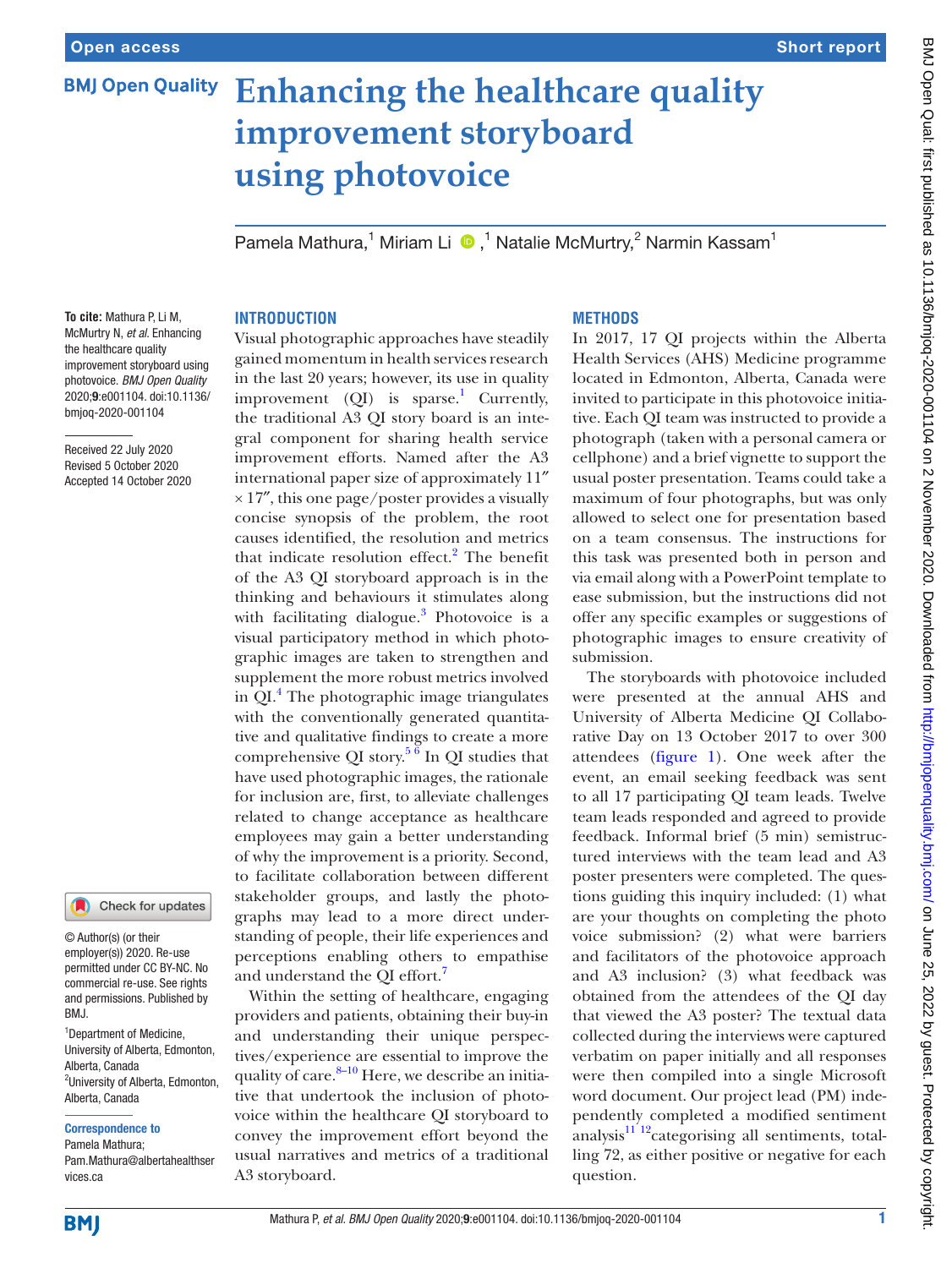Open access

Short report

# Enhancing the healthcare quality improvement storyboard using photovoice

Pamela Mathura,[1] Miriam Li ,[1] Natalie McMurtry,[2] Narmin Kassam[1]

**To cite:** Mathura P, Li M, McMurtry N, *et al*. Enhancing the healthcare quality improvement storyboard using photovoice. *BMJ Open Quality* 2020;**9**:e001104. doi:10.1136/bmjoq-2020-001104

Received 22 July 2020
Revised 5 October 2020
Accepted 14 October 2020

© Author(s) (or their employer(s)) 2020. Re-use permitted under CC BY-NC. No commercial re-use. See rights and permissions. Published by BMJ.

[1]Department of Medicine, University of Alberta, Edmonton, Alberta, Canada
[2]University of Alberta, Edmonton, Alberta, Canada

**Correspondence to**
Pamela Mathura;
Pam.Mathura@albertahealthservices.ca

## INTRODUCTION

Visual photographic approaches have steadily gained momentum in health services research in the last 20 years; however, its use in quality improvement (QI) is sparse.[1] Currently, the traditional A3 QI story board is an integral component for sharing health service improvement efforts. Named after the A3 international paper size of approximately 11″ × 17″, this one page/poster provides a visually concise synopsis of the problem, the root causes identified, the resolution and metrics that indicate resolution effect.[2] The benefit of the A3 QI storyboard approach is in the thinking and behaviours it stimulates along with facilitating dialogue.[3] Photovoice is a visual participatory method in which photographic images are taken to strengthen and supplement the more robust metrics involved in QI.[4] The photographic image triangulates with the conventionally generated quantitative and qualitative findings to create a more comprehensive QI story.[5 6] In QI studies that have used photographic images, the rationale for inclusion are, first, to alleviate challenges related to change acceptance as healthcare employees may gain a better understanding of why the improvement is a priority. Second, to facilitate collaboration between different stakeholder groups, and lastly the photographs may lead to a more direct understanding of people, their life experiences and perceptions enabling others to empathise and understand the QI effort.[7]

Within the setting of healthcare, engaging providers and patients, obtaining their buy-in and understanding their unique perspectives/experience are essential to improve the quality of care.[8–10] Here, we describe an initiative that undertook the inclusion of photovoice within the healthcare QI storyboard to convey the improvement effort beyond the usual narratives and metrics of a traditional A3 storyboard.

## METHODS

In 2017, 17 QI projects within the Alberta Health Services (AHS) Medicine programme located in Edmonton, Alberta, Canada were invited to participate in this photovoice initiative. Each QI team was instructed to provide a photograph (taken with a personal camera or cellphone) and a brief vignette to support the usual poster presentation. Teams could take a maximum of four photographs, but was only allowed to select one for presentation based on a team consensus. The instructions for this task was presented both in person and via email along with a PowerPoint template to ease submission, but the instructions did not offer any specific examples or suggestions of photographic images to ensure creativity of submission.

The storyboards with photovoice included were presented at the annual AHS and University of Alberta Medicine QI Collaborative Day on 13 October 2017 to over 300 attendees (figure 1). One week after the event, an email seeking feedback was sent to all 17 participating QI team leads. Twelve team leads responded and agreed to provide feedback. Informal brief (5 min) semistructured interviews with the team lead and A3 poster presenters were completed. The questions guiding this inquiry included: (1) what are your thoughts on completing the photo voice submission? (2) what were barriers and facilitators of the photovoice approach and A3 inclusion? (3) what feedback was obtained from the attendees of the QI day that viewed the A3 poster? The textual data collected during the interviews were captured verbatim on paper initially and all responses were then compiled into a single Microsoft word document. Our project lead (PM) independently completed a modified sentiment analysis[11 12] categorising all sentiments, totalling 72, as either positive or negative for each question.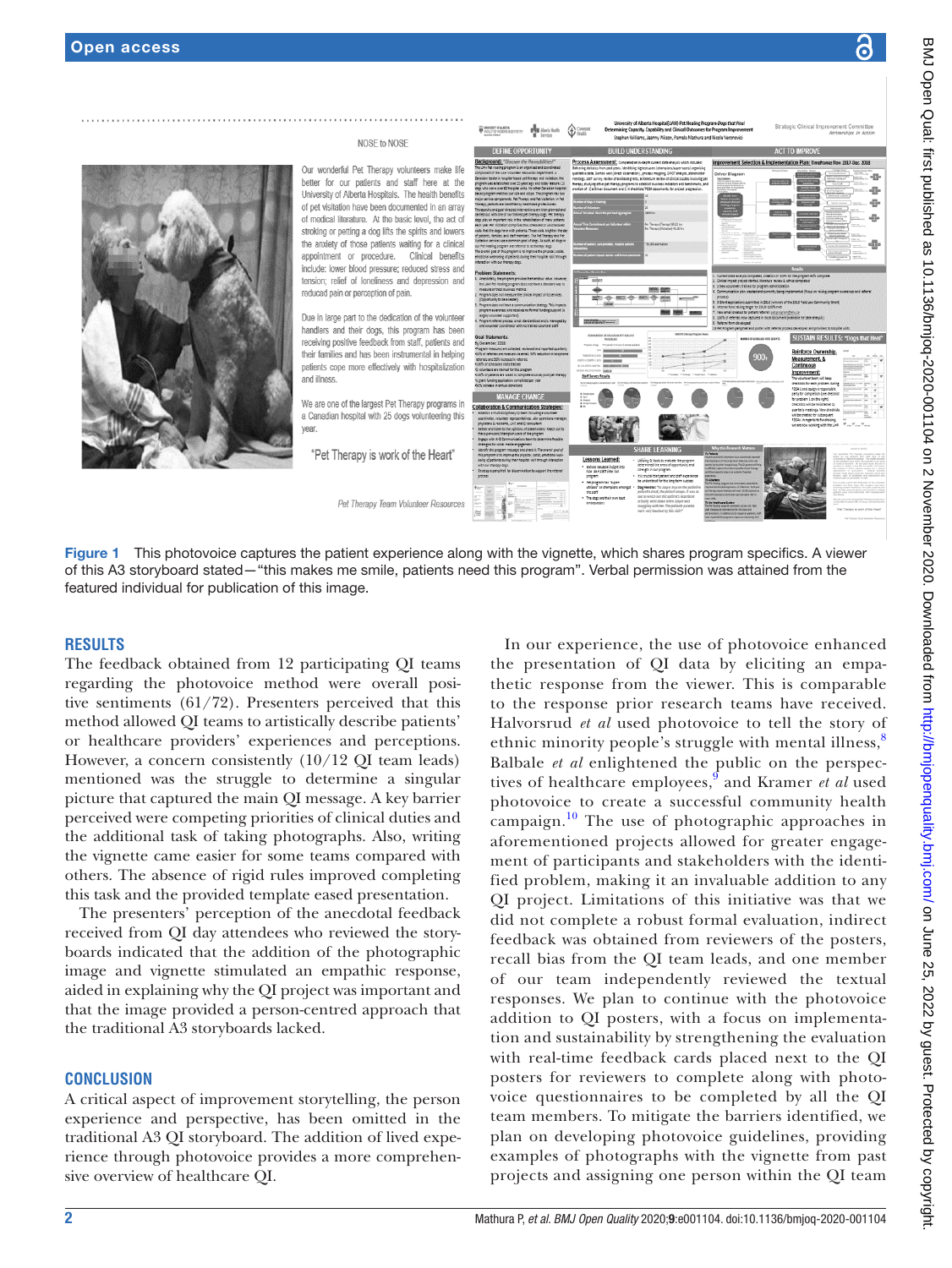Figure 1 This photovoice captures the patient experience along with the vignette, which shares program specifics. A viewer of this A3 storyboard stated—"this makes me smile, patients need this program". Verbal permission was attained from the featured individual for publication of this image.

## RESULTS

The feedback obtained from 12 participating QI teams regarding the photovoice method were overall positive sentiments (61/72). Presenters perceived that this method allowed QI teams to artistically describe patients' or healthcare providers' experiences and perceptions. However, a concern consistently (10/12 QI team leads) mentioned was the struggle to determine a singular picture that captured the main QI message. A key barrier perceived were competing priorities of clinical duties and the additional task of taking photographs. Also, writing the vignette came easier for some teams compared with others. The absence of rigid rules improved completing this task and the provided template eased presentation.

The presenters' perception of the anecdotal feedback received from QI day attendees who reviewed the storyboards indicated that the addition of the photographic image and vignette stimulated an empathic response, aided in explaining why the QI project was important and that the image provided a person-centred approach that the traditional A3 storyboards lacked.

## CONCLUSION

A critical aspect of improvement storytelling, the person experience and perspective, has been omitted in the traditional A3 QI storyboard. The addition of lived experience through photovoice provides a more comprehensive overview of healthcare QI.

In our experience, the use of photovoice enhanced the presentation of QI data by eliciting an empathetic response from the viewer. This is comparable to the response prior research teams have received. Halvorsrud *et al* used photovoice to tell the story of ethnic minority people's struggle with mental illness,[8] Balbale *et al* enlightened the public on the perspectives of healthcare employees,[9] and Kramer *et al* used photovoice to create a successful community health campaign.[10] The use of photographic approaches in aforementioned projects allowed for greater engagement of participants and stakeholders with the identified problem, making it an invaluable addition to any QI project. Limitations of this initiative was that we did not complete a robust formal evaluation, indirect feedback was obtained from reviewers of the posters, recall bias from the QI team leads, and one member of our team independently reviewed the textual responses. We plan to continue with the photovoice addition to QI posters, with a focus on implementation and sustainability by strengthening the evaluation with real-time feedback cards placed next to the QI posters for reviewers to complete along with photovoice questionnaires to be completed by all the QI team members. To mitigate the barriers identified, we plan on developing photovoice guidelines, providing examples of photographs with the vignette from past projects and assigning one person within the QI team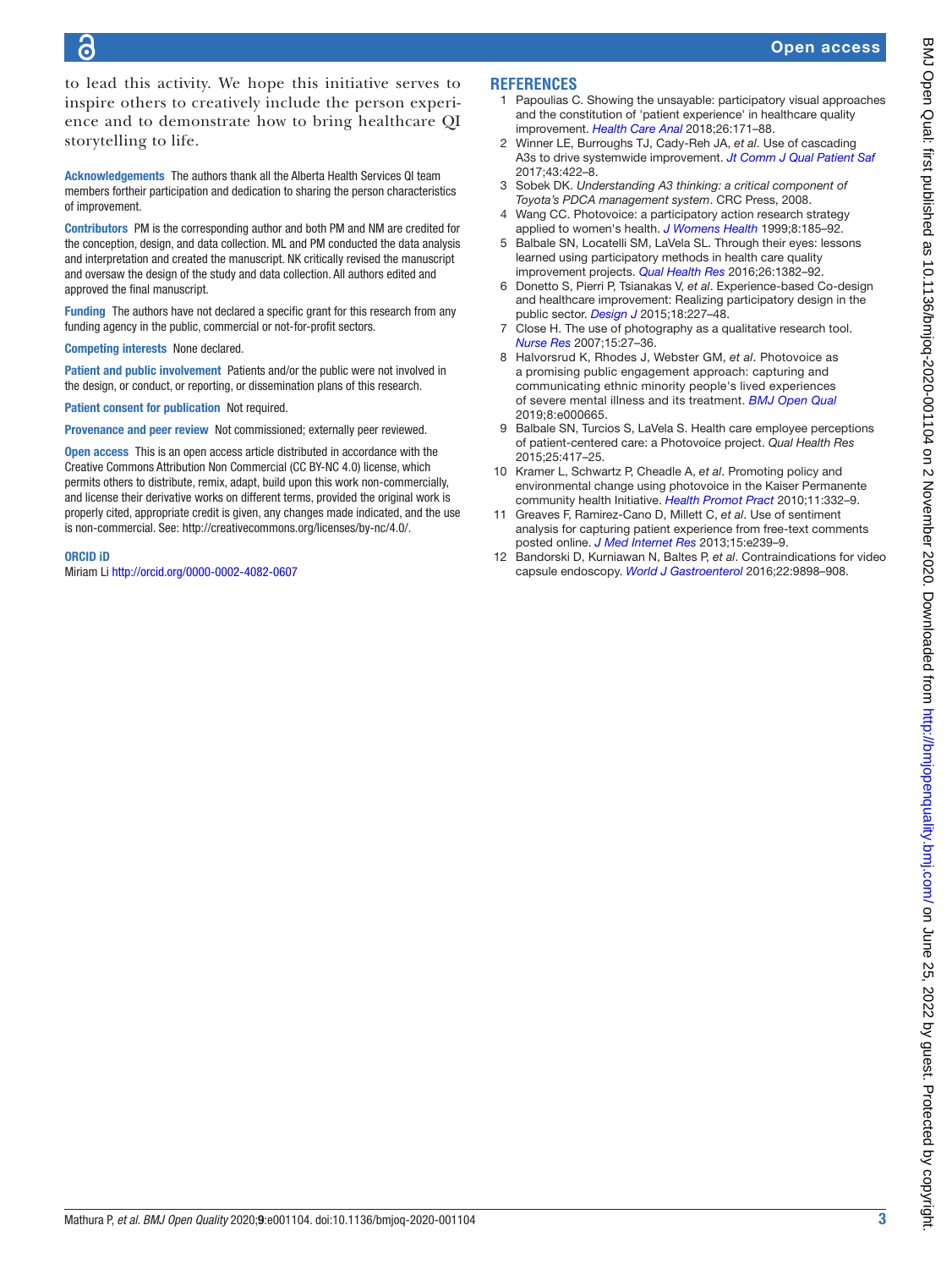to lead this activity. We hope this initiative serves to inspire others to creatively include the person experience and to demonstrate how to bring healthcare QI storytelling to life.

**Acknowledgements** The authors thank all the Alberta Health Services QI team members fortheir participation and dedication to sharing the person characteristics of improvement.

**Contributors** PM is the corresponding author and both PM and NM are credited for the conception, design, and data collection. ML and PM conducted the data analysis and interpretation and created the manuscript. NK critically revised the manuscript and oversaw the design of the study and data collection. All authors edited and approved the final manuscript.

**Funding** The authors have not declared a specific grant for this research from any funding agency in the public, commercial or not-for-profit sectors.

**Competing interests** None declared.

**Patient and public involvement** Patients and/or the public were not involved in the design, or conduct, or reporting, or dissemination plans of this research.

**Patient consent for publication** Not required.

**Provenance and peer review** Not commissioned; externally peer reviewed.

**Open access** This is an open access article distributed in accordance with the Creative Commons Attribution Non Commercial (CC BY-NC 4.0) license, which permits others to distribute, remix, adapt, build upon this work non-commercially, and license their derivative works on different terms, provided the original work is properly cited, appropriate credit is given, any changes made indicated, and the use is non-commercial. See: http://creativecommons.org/licenses/by-nc/4.0/.

**ORCID iD**

Miriam Li http://orcid.org/0000-0002-4082-0607

## REFERENCES

1. Papoulias C. Showing the unsayable: participatory visual approaches and the constitution of 'patient experience' in healthcare quality improvement. *Health Care Anal* 2018;26:171–88.
2. Winner LE, Burroughs TJ, Cady-Reh JA, *et al*. Use of cascading A3s to drive systemwide improvement. *Jt Comm J Qual Patient Saf* 2017;43:422–8.
3. Sobek DK. *Understanding A3 thinking: a critical component of Toyota's PDCA management system*. CRC Press, 2008.
4. Wang CC. Photovoice: a participatory action research strategy applied to women's health. *J Womens Health* 1999;8:185–92.
5. Balbale SN, Locatelli SM, LaVela SL. Through their eyes: lessons learned using participatory methods in health care quality improvement projects. *Qual Health Res* 2016;26:1382–92.
6. Donetto S, Pierri P, Tsianakas V, *et al*. Experience-based Co-design and healthcare improvement: Realizing participatory design in the public sector. *Design J* 2015;18:227–48.
7. Close H. The use of photography as a qualitative research tool. *Nurse Res* 2007;15:27–36.
8. Halvorsrud K, Rhodes J, Webster GM, *et al*. Photovoice as a promising public engagement approach: capturing and communicating ethnic minority people's lived experiences of severe mental illness and its treatment. *BMJ Open Qual* 2019;8:e000665.
9. Balbale SN, Turcios S, LaVela S. Health care employee perceptions of patient-centered care: a Photovoice project. *Qual Health Res* 2015;25:417–25.
10. Kramer L, Schwartz P, Cheadle A, *et al*. Promoting policy and environmental change using photovoice in the Kaiser Permanente community health Initiative. *Health Promot Pract* 2010;11:332–9.
11. Greaves F, Ramirez-Cano D, Millett C, *et al*. Use of sentiment analysis for capturing patient experience from free-text comments posted online. *J Med Internet Res* 2013;15:e239–9.
12. Bandorski D, Kurniawan N, Baltes P, *et al*. Contraindications for video capsule endoscopy. *World J Gastroenterol* 2016;22:9898–908.